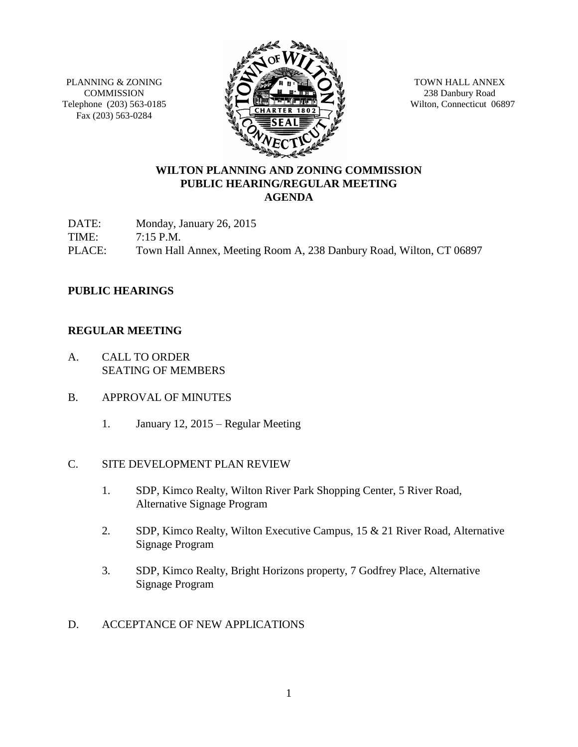PLANNING & ZONING COMMISSION
Telephone (203) 563-0185
Fax (203) 563-0284

TOWN HALL ANNEX
238 Danbury Road
Wilton, Connecticut 06897

# WILTON PLANNING AND ZONING COMMISSION PUBLIC HEARING/REGULAR MEETING AGENDA

DATE: Monday, January 26, 2015
TIME: 7:15 P.M.
PLACE: Town Hall Annex, Meeting Room A, 238 Danbury Road, Wilton, CT 06897

## PUBLIC HEARINGS

## REGULAR MEETING

A. CALL TO ORDER
SEATING OF MEMBERS

B. APPROVAL OF MINUTES

1. January 12, 2015 – Regular Meeting

C. SITE DEVELOPMENT PLAN REVIEW

1. SDP, Kimco Realty, Wilton River Park Shopping Center, 5 River Road, Alternative Signage Program

2. SDP, Kimco Realty, Wilton Executive Campus, 15 & 21 River Road, Alternative Signage Program

3. SDP, Kimco Realty, Bright Horizons property, 7 Godfrey Place, Alternative Signage Program

D. ACCEPTANCE OF NEW APPLICATIONS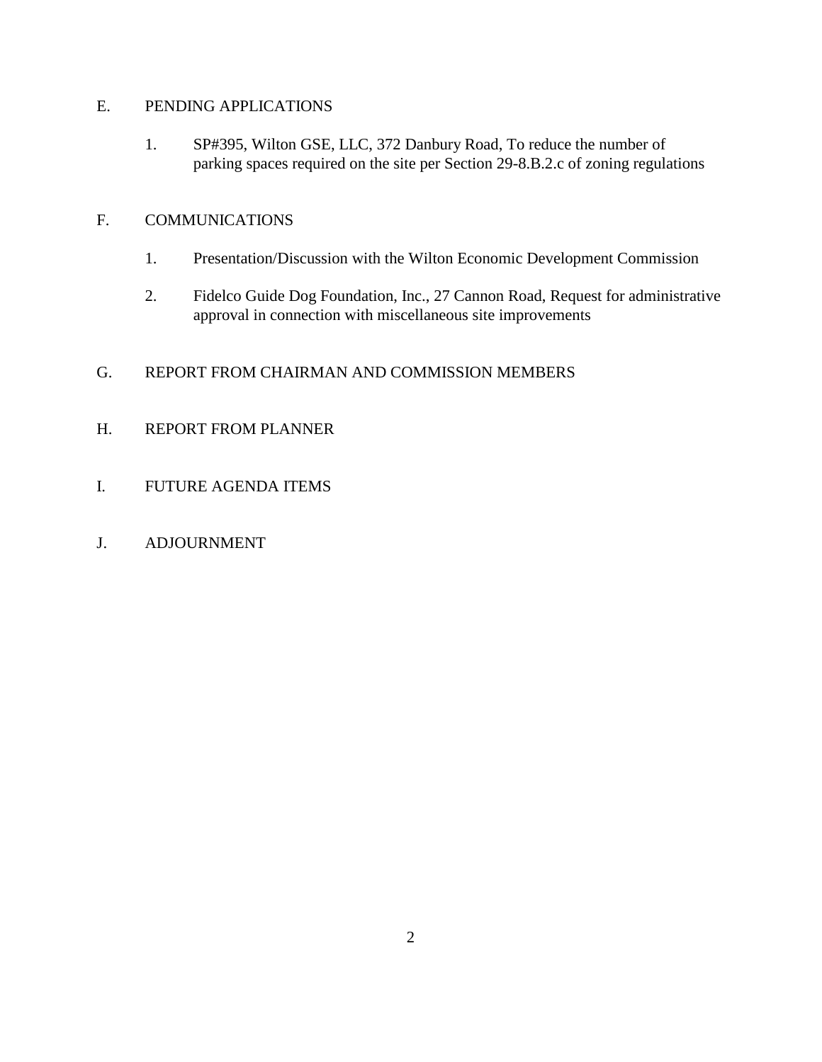E. PENDING APPLICATIONS

1. SP#395, Wilton GSE, LLC, 372 Danbury Road, To reduce the number of parking spaces required on the site per Section 29-8.B.2.c of zoning regulations

F. COMMUNICATIONS

1. Presentation/Discussion with the Wilton Economic Development Commission

2. Fidelco Guide Dog Foundation, Inc., 27 Cannon Road, Request for administrative approval in connection with miscellaneous site improvements

G. REPORT FROM CHAIRMAN AND COMMISSION MEMBERS

H. REPORT FROM PLANNER

I. FUTURE AGENDA ITEMS

J. ADJOURNMENT